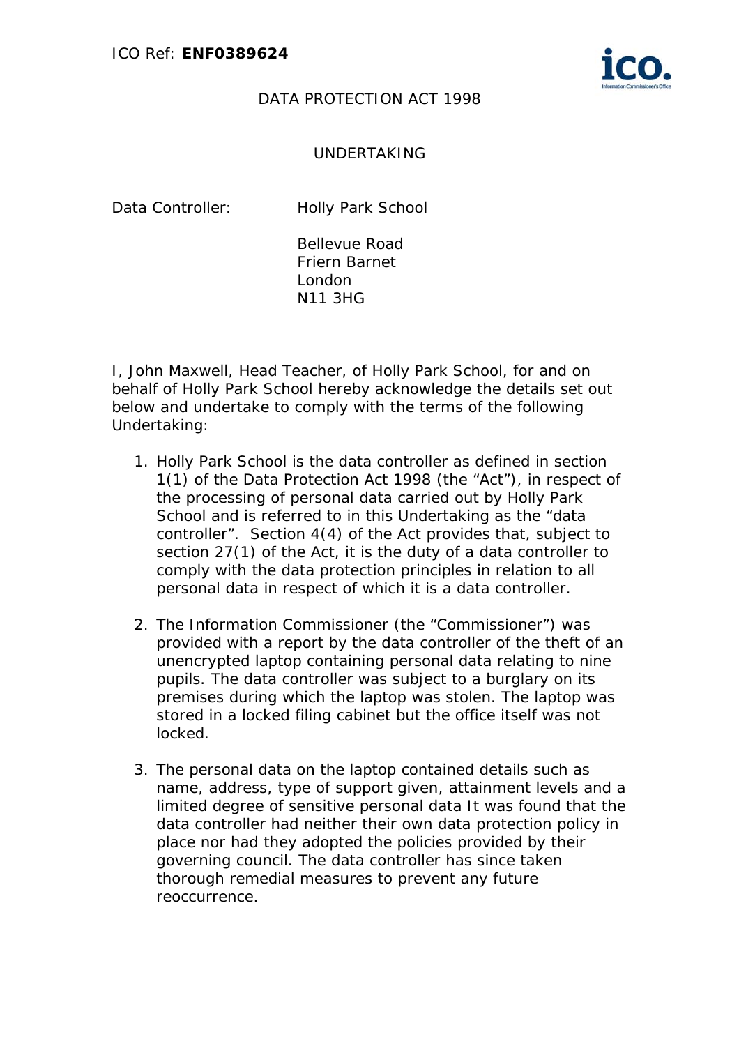ICO Ref: **ENF0389624**

DATA PROTECTION ACT 1998

UNDERTAKING

Data Controller: Holly Park School

Bellevue Road
Friern Barnet
London
N11 3HG

I, John Maxwell, Head Teacher, of Holly Park School, for and on behalf of Holly Park School hereby acknowledge the details set out below and undertake to comply with the terms of the following Undertaking:

1. Holly Park School is the data controller as defined in section 1(1) of the Data Protection Act 1998 (the "Act"), in respect of the processing of personal data carried out by Holly Park School and is referred to in this Undertaking as the "data controller". Section 4(4) of the Act provides that, subject to section 27(1) of the Act, it is the duty of a data controller to comply with the data protection principles in relation to all personal data in respect of which it is a data controller.

2. The Information Commissioner (the "Commissioner") was provided with a report by the data controller of the theft of an unencrypted laptop containing personal data relating to nine pupils. The data controller was subject to a burglary on its premises during which the laptop was stolen. The laptop was stored in a locked filing cabinet but the office itself was not locked.

3. The personal data on the laptop contained details such as name, address, type of support given, attainment levels and a limited degree of sensitive personal data It was found that the data controller had neither their own data protection policy in place nor had they adopted the policies provided by their governing council. The data controller has since taken thorough remedial measures to prevent any future reoccurrence.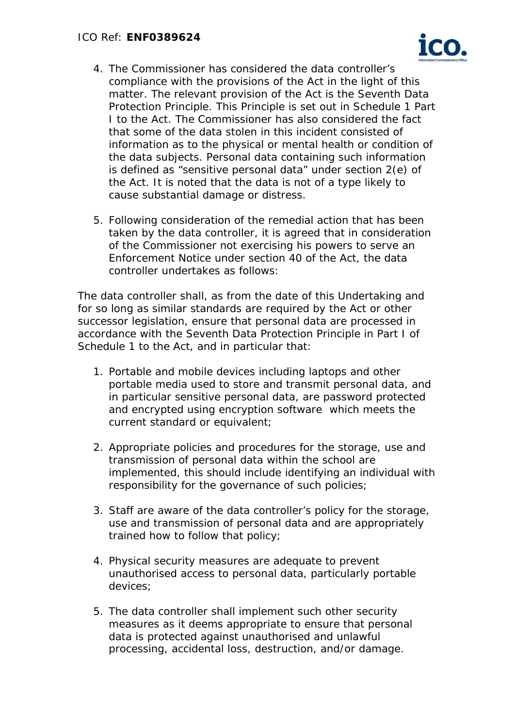4. The Commissioner has considered the data controller's compliance with the provisions of the Act in the light of this matter. The relevant provision of the Act is the Seventh Data Protection Principle. This Principle is set out in Schedule 1 Part I to the Act. The Commissioner has also considered the fact that some of the data stolen in this incident consisted of information as to the physical or mental health or condition of the data subjects. Personal data containing such information is defined as "sensitive personal data" under section 2(e) of the Act. It is noted that the data is not of a type likely to cause substantial damage or distress.

5. Following consideration of the remedial action that has been taken by the data controller, it is agreed that in consideration of the Commissioner not exercising his powers to serve an Enforcement Notice under section 40 of the Act, the data controller undertakes as follows:

The data controller shall, as from the date of this Undertaking and for so long as similar standards are required by the Act or other successor legislation, ensure that personal data are processed in accordance with the Seventh Data Protection Principle in Part I of Schedule 1 to the Act, and in particular that:

1. Portable and mobile devices including laptops and other portable media used to store and transmit personal data, and in particular sensitive personal data, are password protected and encrypted using encryption software which meets the current standard or equivalent;

2. Appropriate policies and procedures for the storage, use and transmission of personal data within the school are implemented, this should include identifying an individual with responsibility for the governance of such policies;

3. Staff are aware of the data controller's policy for the storage, use and transmission of personal data and are appropriately trained how to follow that policy;

4. Physical security measures are adequate to prevent unauthorised access to personal data, particularly portable devices;

5. The data controller shall implement such other security measures as it deems appropriate to ensure that personal data is protected against unauthorised and unlawful processing, accidental loss, destruction, and/or damage.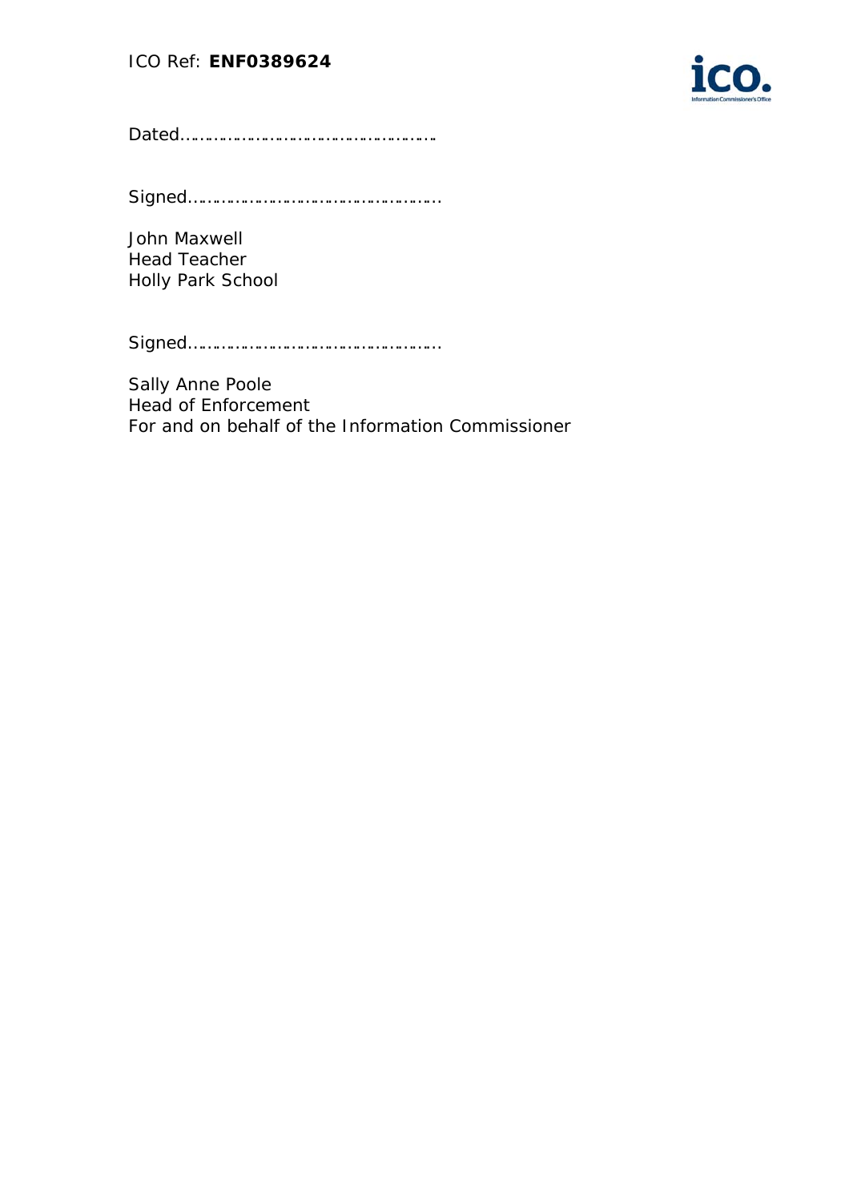Dated………………………………………………

Signed…………………………………………….

John Maxwell
Head Teacher
Holly Park School

Signed…………………………………………….

Sally Anne Poole
Head of Enforcement
For and on behalf of the Information Commissioner